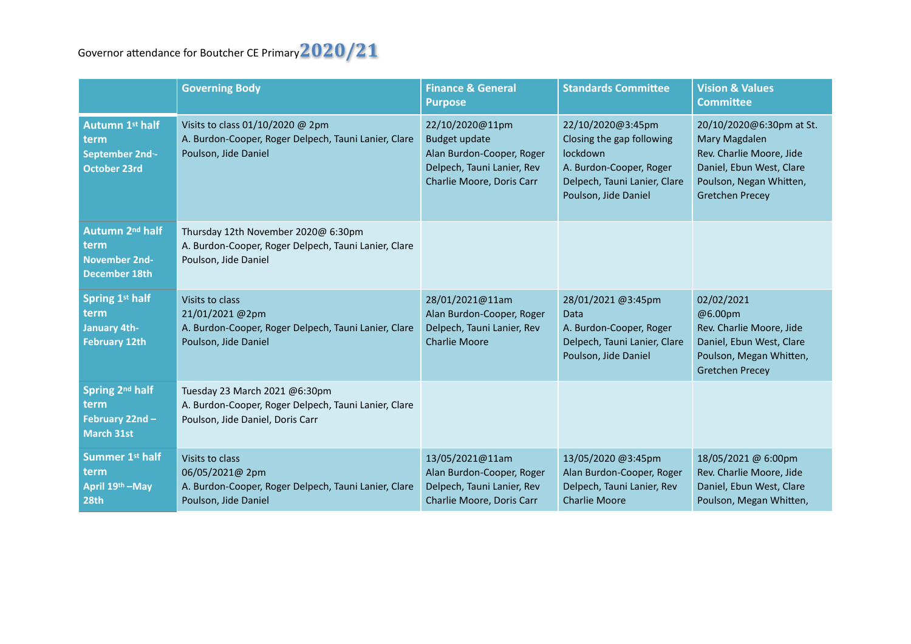Governor attendance for Boutcher CE Primary **2020/21**

| | Governing Body | Finance & General Purpose | Standards Committee | Vision & Values Committee |
|---|---|---|---|---|
| **Autumn 1st half term September 2nd-- October 23rd** | Visits to class 01/10/2020 @ 2pm A. Burdon-Cooper, Roger Delpech, Tauni Lanier, Clare Poulson, Jide Daniel | 22/10/2020@11pm Budget update Alan Burdon-Cooper, Roger Delpech, Tauni Lanier, Rev Charlie Moore, Doris Carr | 22/10/2020@3:45pm Closing the gap following lockdown A. Burdon-Cooper, Roger Delpech, Tauni Lanier, Clare Poulson, Jide Daniel | 20/10/2020@6:30pm at St. Mary Magdalen Rev. Charlie Moore, Jide Daniel, Ebun West, Clare Poulson, Negan Whitten, Gretchen Precey |
| **Autumn 2nd half term November 2nd- December 18th** | Thursday 12th November 2020@ 6:30pm A. Burdon-Cooper, Roger Delpech, Tauni Lanier, Clare Poulson, Jide Daniel | | | |
| **Spring 1st half term January 4th- February 12th** | Visits to class 21/01/2021 @2pm A. Burdon-Cooper, Roger Delpech, Tauni Lanier, Clare Poulson, Jide Daniel | 28/01/2021@11am Alan Burdon-Cooper, Roger Delpech, Tauni Lanier, Rev Charlie Moore | 28/01/2021 @3:45pm Data A. Burdon-Cooper, Roger Delpech, Tauni Lanier, Clare Poulson, Jide Daniel | 02/02/2021 @6.00pm Rev. Charlie Moore, Jide Daniel, Ebun West, Clare Poulson, Megan Whitten, Gretchen Precey |
| **Spring 2nd half term February 22nd – March 31st** | Tuesday 23 March 2021 @6:30pm A. Burdon-Cooper, Roger Delpech, Tauni Lanier, Clare Poulson, Jide Daniel, Doris Carr | | | |
| **Summer 1st half term April 19th –May 28th** | Visits to class 06/05/2021@ 2pm A. Burdon-Cooper, Roger Delpech, Tauni Lanier, Clare Poulson, Jide Daniel | 13/05/2021@11am Alan Burdon-Cooper, Roger Delpech, Tauni Lanier, Rev Charlie Moore, Doris Carr | 13/05/2020 @3:45pm Alan Burdon-Cooper, Roger Delpech, Tauni Lanier, Rev Charlie Moore | 18/05/2021 @ 6:00pm Rev. Charlie Moore, Jide Daniel, Ebun West, Clare Poulson, Megan Whitten, |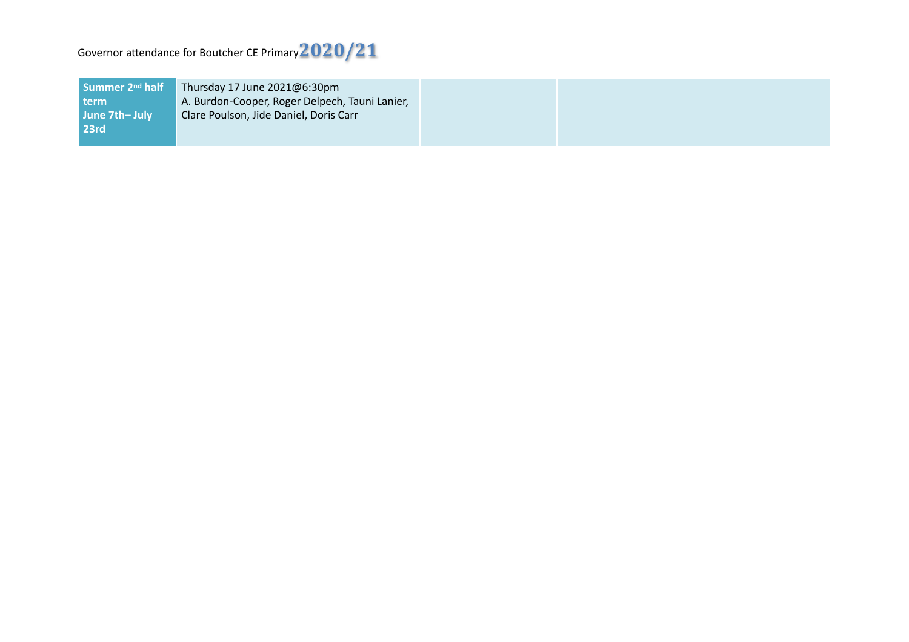Governor attendance for Boutcher CE Primary **2020/21**

| | | | | |
|---|---|---|---|---|
| **Summer 2nd half term June 7th– July 23rd** | Thursday 17 June 2021@6:30pm<br>A. Burdon-Cooper, Roger Delpech, Tauni Lanier, Clare Poulson, Jide Daniel, Doris Carr | | | |